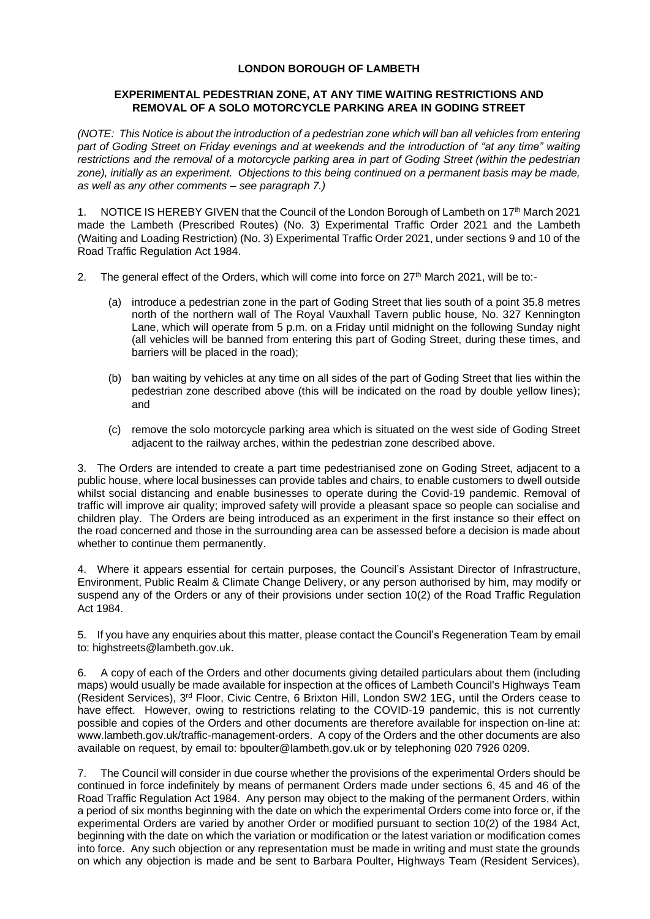**LONDON BOROUGH OF LAMBETH**

**EXPERIMENTAL PEDESTRIAN ZONE, AT ANY TIME WAITING RESTRICTIONS AND REMOVAL OF A SOLO MOTORCYCLE PARKING AREA IN GODING STREET**

*(NOTE: This Notice is about the introduction of a pedestrian zone which will ban all vehicles from entering part of Goding Street on Friday evenings and at weekends and the introduction of "at any time" waiting restrictions and the removal of a motorcycle parking area in part of Goding Street (within the pedestrian zone), initially as an experiment. Objections to this being continued on a permanent basis may be made, as well as any other comments – see paragraph 7.)*

1. NOTICE IS HEREBY GIVEN that the Council of the London Borough of Lambeth on 17th March 2021 made the Lambeth (Prescribed Routes) (No. 3) Experimental Traffic Order 2021 and the Lambeth (Waiting and Loading Restriction) (No. 3) Experimental Traffic Order 2021, under sections 9 and 10 of the Road Traffic Regulation Act 1984.

2. The general effect of the Orders, which will come into force on 27th March 2021, will be to:-

   (a) introduce a pedestrian zone in the part of Goding Street that lies south of a point 35.8 metres north of the northern wall of The Royal Vauxhall Tavern public house, No. 327 Kennington Lane, which will operate from 5 p.m. on a Friday until midnight on the following Sunday night (all vehicles will be banned from entering this part of Goding Street, during these times, and barriers will be placed in the road);

   (b) ban waiting by vehicles at any time on all sides of the part of Goding Street that lies within the pedestrian zone described above (this will be indicated on the road by double yellow lines); and

   (c) remove the solo motorcycle parking area which is situated on the west side of Goding Street adjacent to the railway arches, within the pedestrian zone described above.

3. The Orders are intended to create a part time pedestrianised zone on Goding Street, adjacent to a public house, where local businesses can provide tables and chairs, to enable customers to dwell outside whilst social distancing and enable businesses to operate during the Covid-19 pandemic. Removal of traffic will improve air quality; improved safety will provide a pleasant space so people can socialise and children play. The Orders are being introduced as an experiment in the first instance so their effect on the road concerned and those in the surrounding area can be assessed before a decision is made about whether to continue them permanently.

4. Where it appears essential for certain purposes, the Council's Assistant Director of Infrastructure, Environment, Public Realm & Climate Change Delivery, or any person authorised by him, may modify or suspend any of the Orders or any of their provisions under section 10(2) of the Road Traffic Regulation Act 1984.

5. If you have any enquiries about this matter, please contact the Council's Regeneration Team by email to: highstreets@lambeth.gov.uk.

6. A copy of each of the Orders and other documents giving detailed particulars about them (including maps) would usually be made available for inspection at the offices of Lambeth Council's Highways Team (Resident Services), 3rd Floor, Civic Centre, 6 Brixton Hill, London SW2 1EG, until the Orders cease to have effect. However, owing to restrictions relating to the COVID-19 pandemic, this is not currently possible and copies of the Orders and other documents are therefore available for inspection on-line at: www.lambeth.gov.uk/traffic-management-orders. A copy of the Orders and the other documents are also available on request, by email to: bpoulter@lambeth.gov.uk or by telephoning 020 7926 0209.

7. The Council will consider in due course whether the provisions of the experimental Orders should be continued in force indefinitely by means of permanent Orders made under sections 6, 45 and 46 of the Road Traffic Regulation Act 1984. Any person may object to the making of the permanent Orders, within a period of six months beginning with the date on which the experimental Orders come into force or, if the experimental Orders are varied by another Order or modified pursuant to section 10(2) of the 1984 Act, beginning with the date on which the variation or modification or the latest variation or modification comes into force. Any such objection or any representation must be made in writing and must state the grounds on which any objection is made and be sent to Barbara Poulter, Highways Team (Resident Services),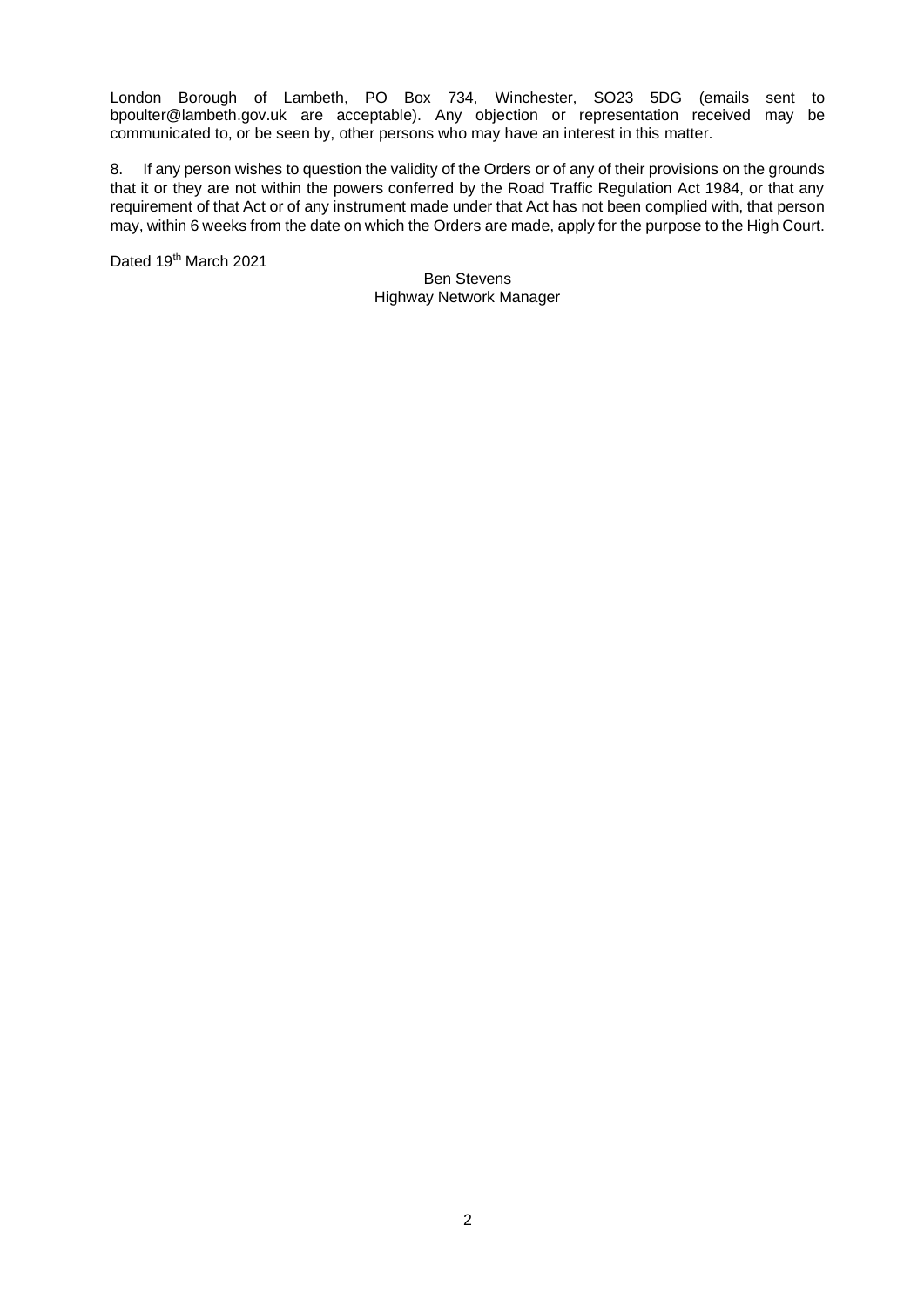London Borough of Lambeth, PO Box 734, Winchester, SO23 5DG (emails sent to bpoulter@lambeth.gov.uk are acceptable). Any objection or representation received may be communicated to, or be seen by, other persons who may have an interest in this matter.

8. If any person wishes to question the validity of the Orders or of any of their provisions on the grounds that it or they are not within the powers conferred by the Road Traffic Regulation Act 1984, or that any requirement of that Act or of any instrument made under that Act has not been complied with, that person may, within 6 weeks from the date on which the Orders are made, apply for the purpose to the High Court.

Dated 19th March 2021

Ben Stevens
Highway Network Manager